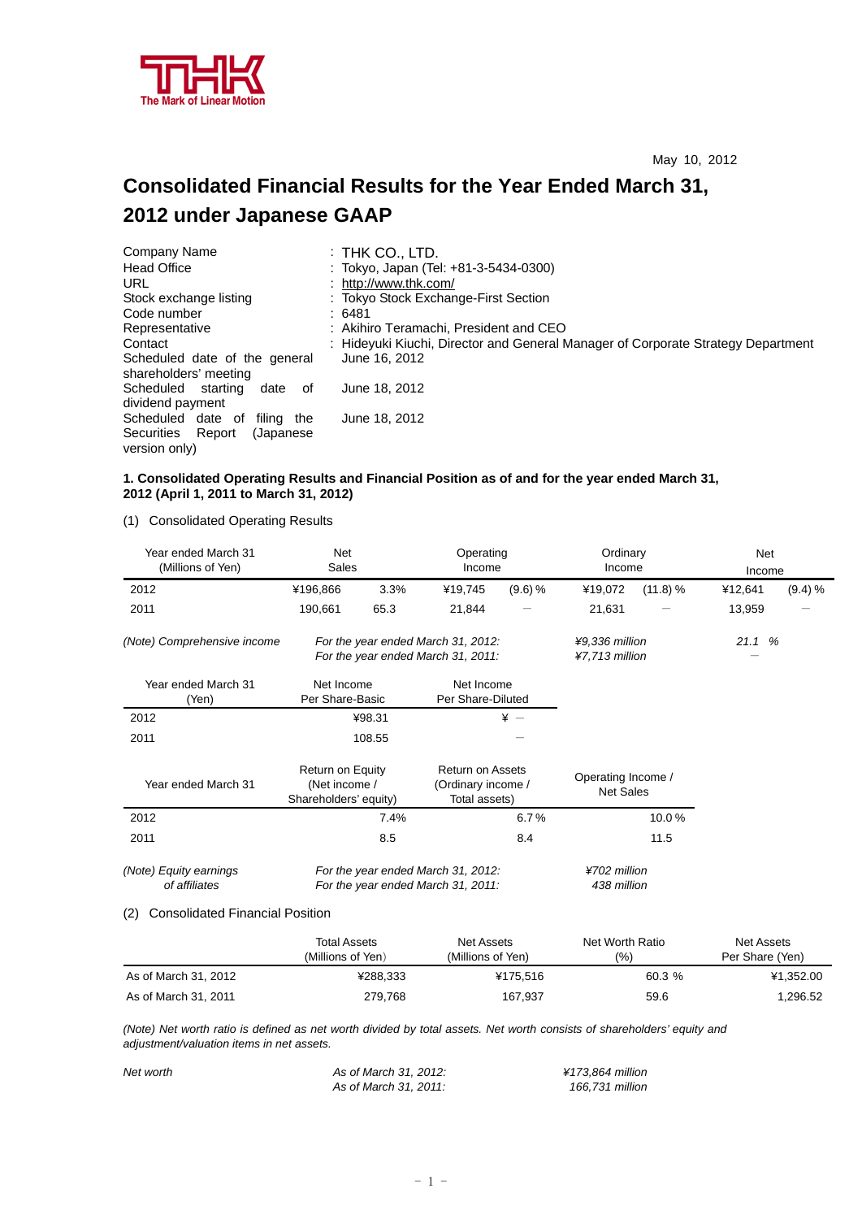THK

The Mark of Linear Motion

May 10, 2012

# Consolidated Financial Results for the Year Ended March 31, 2012 under Japanese GAAP

| | |
|---|---|
| Company Name | : THK CO., LTD. |
| Head Office | : Tokyo, Japan (Tel: +81-3-5434-0300) |
| URL | : http://www.thk.com/ |
| Stock exchange listing | : Tokyo Stock Exchange-First Section |
| Code number | : 6481 |
| Representative | : Akihiro Teramachi, President and CEO |
| Contact | : Hideyuki Kiuchi, Director and General Manager of Corporate Strategy Department |
| Scheduled date of the general shareholders' meeting | June 16, 2012 |
| Scheduled starting date of dividend payment | June 18, 2012 |
| Scheduled date of filing the Securities Report (Japanese version only) | June 18, 2012 |

### 1. Consolidated Operating Results and Financial Position as of and for the year ended March 31, 2012 (April 1, 2011 to March 31, 2012)

(1) Consolidated Operating Results

| Year ended March 31 (Millions of Yen) | Net Sales | | Operating Income | | Ordinary Income | | Net Income | |
|---|---|---|---|---|---|---|---|---|
| 2012 | ¥196,866 | 3.3% | ¥19,745 | (9.6) % | ¥19,072 | (11.8) % | ¥12,641 | (9.4) % |
| 2011 | 190,661 | 65.3 | 21,844 | — | 21,631 | — | 13,959 | — |

*(Note) Comprehensive income* *For the year ended March 31, 2012:* *¥9,336 million* *21.1 %*
*For the year ended March 31, 2011:* *¥7,713 million* *—*

| Year ended March 31 (Yen) | Net Income Per Share-Basic | Net Income Per Share-Diluted |
|---|---|---|
| 2012 | ¥98.31 | ¥ — |
| 2011 | 108.55 | — |

| Year ended March 31 | Return on Equity (Net income / Shareholders' equity) | Return on Assets (Ordinary income / Total assets) | Operating Income / Net Sales |
|---|---|---|---|
| 2012 | 7.4% | 6.7 % | 10.0 % |
| 2011 | 8.5 | 8.4 | 11.5 |

*(Note) Equity earnings of affiliates* *For the year ended March 31, 2012:* *¥702 million*
*For the year ended March 31, 2011:* *438 million*

(2) Consolidated Financial Position

| | Total Assets (Millions of Yen) | Net Assets (Millions of Yen) | Net Worth Ratio (%) | Net Assets Per Share (Yen) |
|---|---|---|---|---|
| As of March 31, 2012 | ¥288,333 | ¥175,516 | 60.3 % | ¥1,352.00 |
| As of March 31, 2011 | 279,768 | 167,937 | 59.6 | 1,296.52 |

*(Note) Net worth ratio is defined as net worth divided by total assets. Net worth consists of shareholders' equity and adjustment/valuation items in net assets.*

*Net worth* *As of March 31, 2012:* *¥173,864 million*
*As of March 31, 2011:* *166,731 million*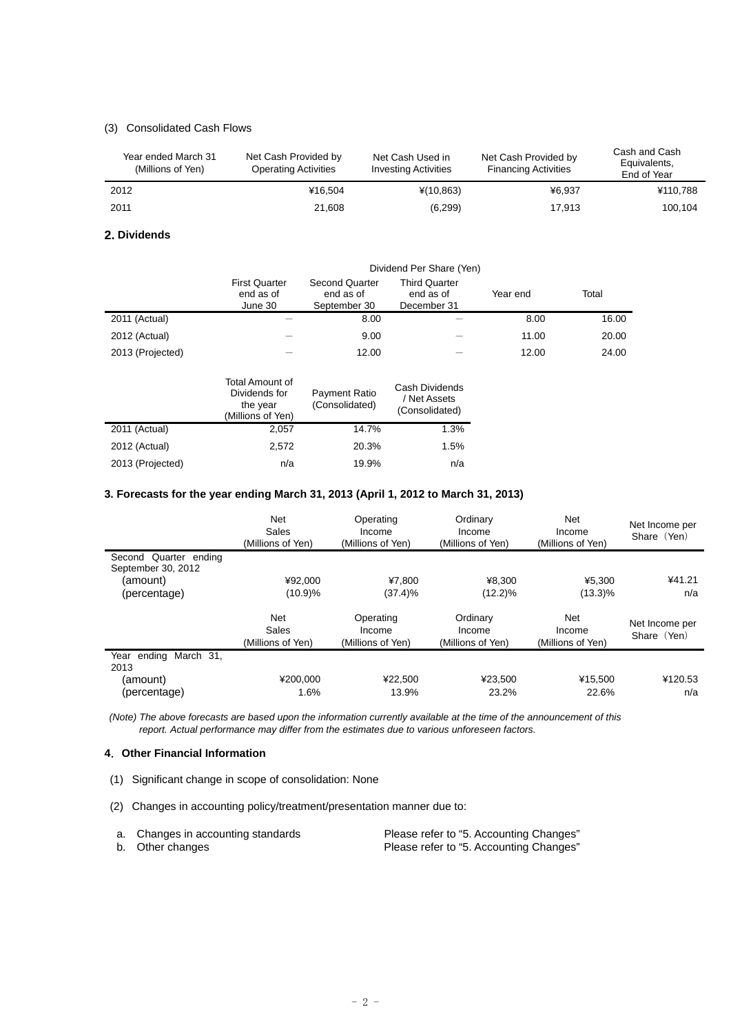(3) Consolidated Cash Flows

| Year ended March 31 (Millions of Yen) | Net Cash Provided by Operating Activities | Net Cash Used in Investing Activities | Net Cash Provided by Financing Activities | Cash and Cash Equivalents, End of Year |
|---|---|---|---|---|
| 2012 | ¥16,504 | ¥(10,863) | ¥6,937 | ¥110,788 |
| 2011 | 21,608 | (6,299) | 17,913 | 100,104 |

## 2. Dividends

| | Dividend Per Share (Yen) | | | | |
|---|---|---|---|---|---|
| | First Quarter end as of June 30 | Second Quarter end as of September 30 | Third Quarter end as of December 31 | Year end | Total |
| 2011 (Actual) | — | 8.00 | — | 8.00 | 16.00 |
| 2012 (Actual) | — | 9.00 | — | 11.00 | 20.00 |
| 2013 (Projected) | — | 12.00 | — | 12.00 | 24.00 |

| | Total Amount of Dividends for the year (Millions of Yen) | Payment Ratio (Consolidated) | Cash Dividends / Net Assets (Consolidated) |
|---|---|---|---|
| 2011 (Actual) | 2,057 | 14.7% | 1.3% |
| 2012 (Actual) | 2,572 | 20.3% | 1.5% |
| 2013 (Projected) | n/a | 19.9% | n/a |

## 3. Forecasts for the year ending March 31, 2013 (April 1, 2012 to March 31, 2013)

| | Net Sales (Millions of Yen) | Operating Income (Millions of Yen) | Ordinary Income (Millions of Yen) | Net Income (Millions of Yen) | Net Income per Share (Yen) |
|---|---|---|---|---|---|
| Second Quarter ending September 30, 2012 | | | | | |
| (amount) | ¥92,000 | ¥7,800 | ¥8,300 | ¥5,300 | ¥41.21 |
| (percentage) | (10.9)% | (37.4)% | (12.2)% | (13.3)% | n/a |

| | Net Sales (Millions of Yen) | Operating Income (Millions of Yen) | Ordinary Income (Millions of Yen) | Net Income (Millions of Yen) | Net Income per Share (Yen) |
|---|---|---|---|---|---|
| Year ending March 31, 2013 | | | | | |
| (amount) | ¥200,000 | ¥22,500 | ¥23,500 | ¥15,500 | ¥120.53 |
| (percentage) | 1.6% | 13.9% | 23.2% | 22.6% | n/a |

*(Note) The above forecasts are based upon the information currently available at the time of the announcement of this report. Actual performance may differ from the estimates due to various unforeseen factors.*

## 4. Other Financial Information

(1) Significant change in scope of consolidation: None

(2) Changes in accounting policy/treatment/presentation manner due to:

a. Changes in accounting standards — Please refer to "5. Accounting Changes"
b. Other changes — Please refer to "5. Accounting Changes"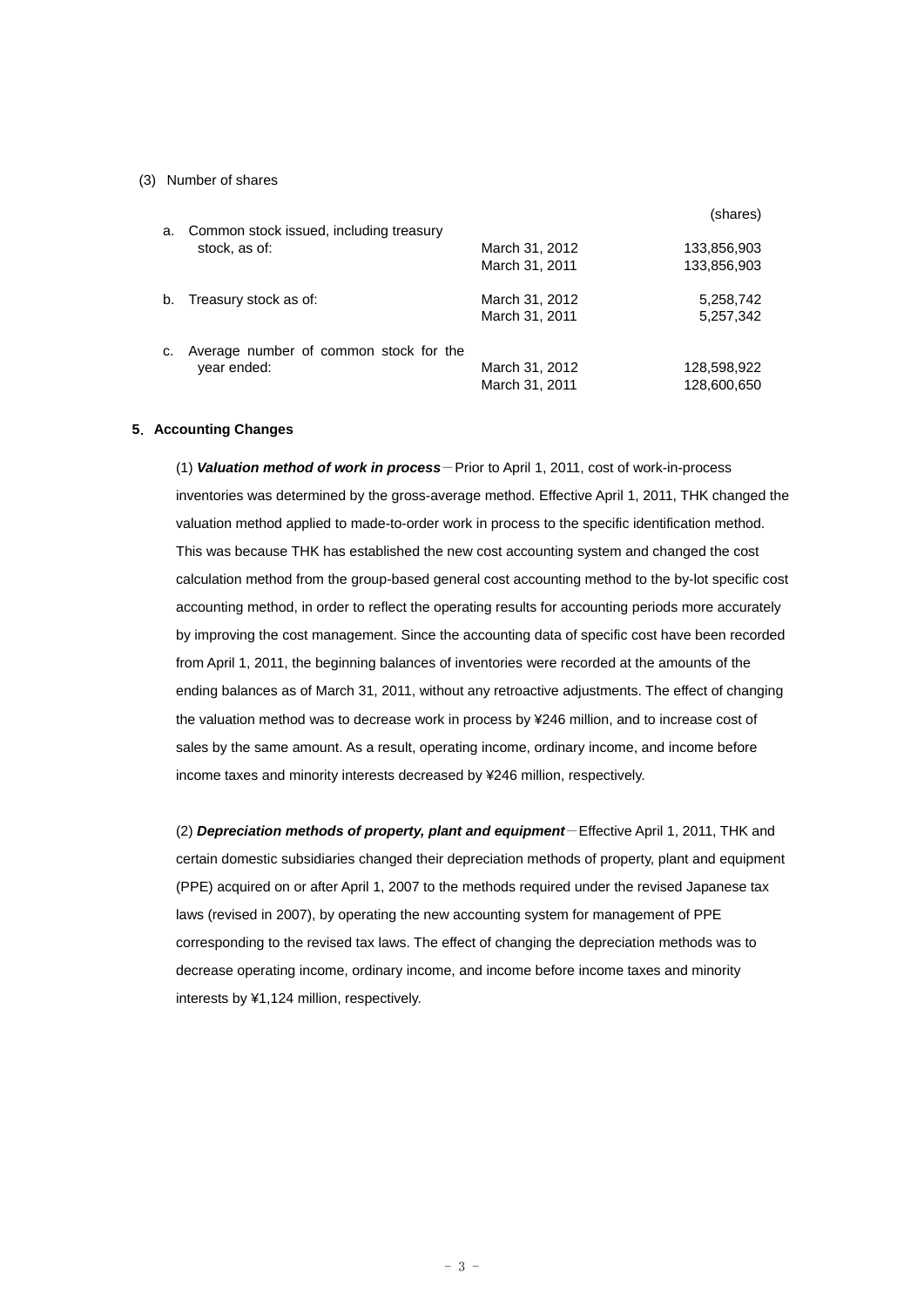(3) Number of shares

| | | (shares) |
|---|---|---|
| a. Common stock issued, including treasury stock, as of: | March 31, 2012 | 133,856,903 |
| | March 31, 2011 | 133,856,903 |
| b. Treasury stock as of: | March 31, 2012 | 5,258,742 |
| | March 31, 2011 | 5,257,342 |
| c. Average number of common stock for the year ended: | March 31, 2012 | 128,598,922 |
| | March 31, 2011 | 128,600,650 |

## 5. Accounting Changes

(1) ***Valuation method of work in process*** − Prior to April 1, 2011, cost of work-in-process inventories was determined by the gross-average method. Effective April 1, 2011, THK changed the valuation method applied to made-to-order work in process to the specific identification method. This was because THK has established the new cost accounting system and changed the cost calculation method from the group-based general cost accounting method to the by-lot specific cost accounting method, in order to reflect the operating results for accounting periods more accurately by improving the cost management. Since the accounting data of specific cost have been recorded from April 1, 2011, the beginning balances of inventories were recorded at the amounts of the ending balances as of March 31, 2011, without any retroactive adjustments. The effect of changing the valuation method was to decrease work in process by ¥246 million, and to increase cost of sales by the same amount. As a result, operating income, ordinary income, and income before income taxes and minority interests decreased by ¥246 million, respectively.

(2) ***Depreciation methods of property, plant and equipment*** − Effective April 1, 2011, THK and certain domestic subsidiaries changed their depreciation methods of property, plant and equipment (PPE) acquired on or after April 1, 2007 to the methods required under the revised Japanese tax laws (revised in 2007), by operating the new accounting system for management of PPE corresponding to the revised tax laws. The effect of changing the depreciation methods was to decrease operating income, ordinary income, and income before income taxes and minority interests by ¥1,124 million, respectively.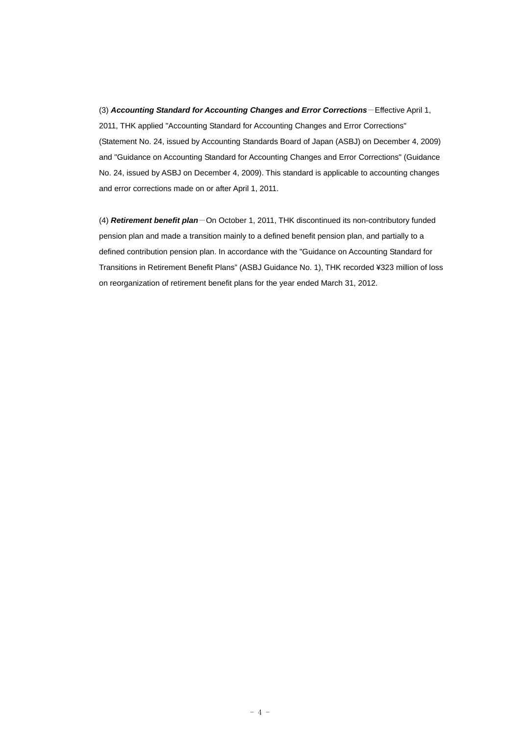(3) ***Accounting Standard for Accounting Changes and Error Corrections***－Effective April 1, 2011, THK applied "Accounting Standard for Accounting Changes and Error Corrections" (Statement No. 24, issued by Accounting Standards Board of Japan (ASBJ) on December 4, 2009) and "Guidance on Accounting Standard for Accounting Changes and Error Corrections" (Guidance No. 24, issued by ASBJ on December 4, 2009). This standard is applicable to accounting changes and error corrections made on or after April 1, 2011.

(4) ***Retirement benefit plan***－On October 1, 2011, THK discontinued its non-contributory funded pension plan and made a transition mainly to a defined benefit pension plan, and partially to a defined contribution pension plan. In accordance with the "Guidance on Accounting Standard for Transitions in Retirement Benefit Plans" (ASBJ Guidance No. 1), THK recorded ¥323 million of loss on reorganization of retirement benefit plans for the year ended March 31, 2012.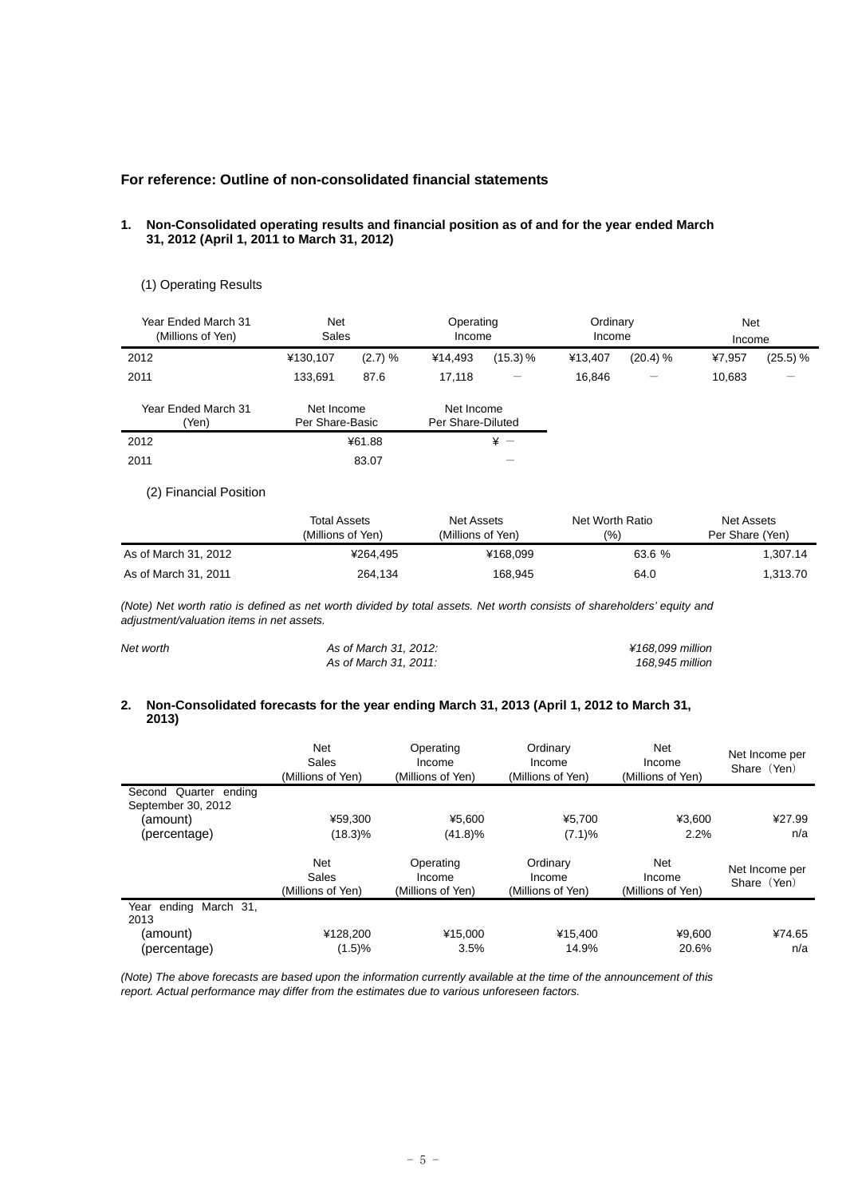### For reference: Outline of non-consolidated financial statements

**1. Non-Consolidated operating results and financial position as of and for the year ended March 31, 2012 (April 1, 2011 to March 31, 2012)**

(1) Operating Results

| Year Ended March 31 (Millions of Yen) | Net Sales | | Operating Income | | Ordinary Income | | Net Income | |
|---|---|---|---|---|---|---|---|---|
| 2012 | ¥130,107 | (2.7) % | ¥14,493 | (15.3) % | ¥13,407 | (20.4) % | ¥7,957 | (25.5) % |
| 2011 | 133,691 | 87.6 | 17,118 | － | 16,846 | － | 10,683 | － |

| Year Ended March 31 (Yen) | Net Income Per Share-Basic | Net Income Per Share-Diluted |
|---|---|---|
| 2012 | ¥61.88 | ¥ － |
| 2011 | 83.07 | － |

(2) Financial Position

| | Total Assets (Millions of Yen) | Net Assets (Millions of Yen) | Net Worth Ratio (%) | Net Assets Per Share (Yen) |
|---|---|---|---|---|
| As of March 31, 2012 | ¥264,495 | ¥168,099 | 63.6 % | 1,307.14 |
| As of March 31, 2011 | 264,134 | 168,945 | 64.0 | 1,313.70 |

*(Note) Net worth ratio is defined as net worth divided by total assets. Net worth consists of shareholders' equity and adjustment/valuation items in net assets.*

| *Net worth* | *As of March 31, 2012:* | *¥168,099 million* |
|---|---|---|
| | *As of March 31, 2011:* | *168,945 million* |

**2. Non-Consolidated forecasts for the year ending March 31, 2013 (April 1, 2012 to March 31, 2013)**

| | Net Sales (Millions of Yen) | Operating Income (Millions of Yen) | Ordinary Income (Millions of Yen) | Net Income (Millions of Yen) | Net Income per Share (Yen) |
|---|---|---|---|---|---|
| Second Quarter ending September 30, 2012 | | | | | |
| (amount) | ¥59,300 | ¥5,600 | ¥5,700 | ¥3,600 | ¥27.99 |
| (percentage) | (18.3)% | (41.8)% | (7.1)% | 2.2% | n/a |

| | Net Sales (Millions of Yen) | Operating Income (Millions of Yen) | Ordinary Income (Millions of Yen) | Net Income (Millions of Yen) | Net Income per Share (Yen) |
|---|---|---|---|---|---|
| Year ending March 31, 2013 | | | | | |
| (amount) | ¥128,200 | ¥15,000 | ¥15,400 | ¥9,600 | ¥74.65 |
| (percentage) | (1.5)% | 3.5% | 14.9% | 20.6% | n/a |

*(Note) The above forecasts are based upon the information currently available at the time of the announcement of this report. Actual performance may differ from the estimates due to various unforeseen factors.*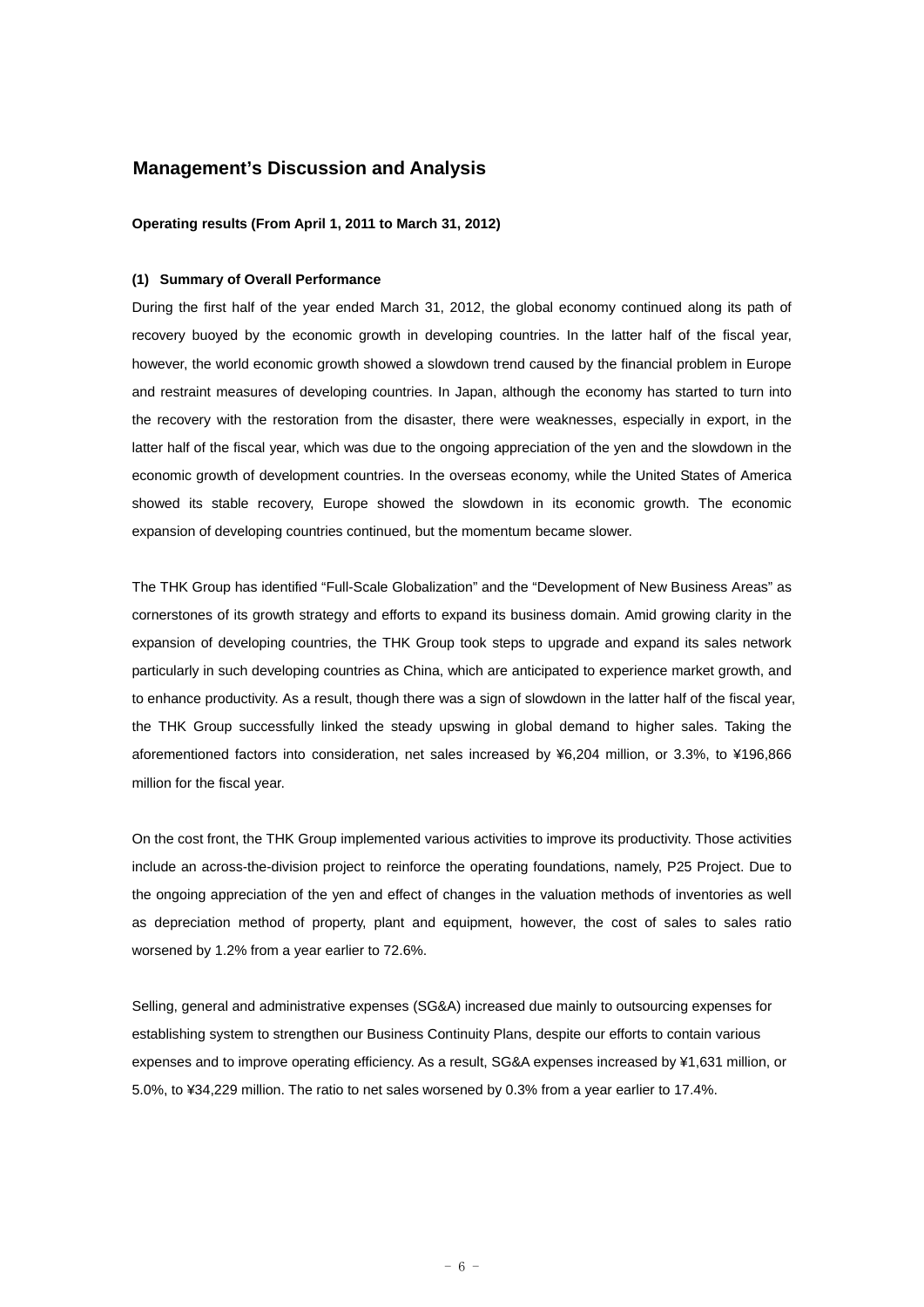## Management's Discussion and Analysis

**Operating results (From April 1, 2011 to March 31, 2012)**

**(1) Summary of Overall Performance**

During the first half of the year ended March 31, 2012, the global economy continued along its path of recovery buoyed by the economic growth in developing countries. In the latter half of the fiscal year, however, the world economic growth showed a slowdown trend caused by the financial problem in Europe and restraint measures of developing countries. In Japan, although the economy has started to turn into the recovery with the restoration from the disaster, there were weaknesses, especially in export, in the latter half of the fiscal year, which was due to the ongoing appreciation of the yen and the slowdown in the economic growth of development countries. In the overseas economy, while the United States of America showed its stable recovery, Europe showed the slowdown in its economic growth. The economic expansion of developing countries continued, but the momentum became slower.

The THK Group has identified "Full-Scale Globalization" and the "Development of New Business Areas" as cornerstones of its growth strategy and efforts to expand its business domain. Amid growing clarity in the expansion of developing countries, the THK Group took steps to upgrade and expand its sales network particularly in such developing countries as China, which are anticipated to experience market growth, and to enhance productivity. As a result, though there was a sign of slowdown in the latter half of the fiscal year, the THK Group successfully linked the steady upswing in global demand to higher sales. Taking the aforementioned factors into consideration, net sales increased by ¥6,204 million, or 3.3%, to ¥196,866 million for the fiscal year.

On the cost front, the THK Group implemented various activities to improve its productivity. Those activities include an across-the-division project to reinforce the operating foundations, namely, P25 Project. Due to the ongoing appreciation of the yen and effect of changes in the valuation methods of inventories as well as depreciation method of property, plant and equipment, however, the cost of sales to sales ratio worsened by 1.2% from a year earlier to 72.6%.

Selling, general and administrative expenses (SG&A) increased due mainly to outsourcing expenses for establishing system to strengthen our Business Continuity Plans, despite our efforts to contain various expenses and to improve operating efficiency. As a result, SG&A expenses increased by ¥1,631 million, or 5.0%, to ¥34,229 million. The ratio to net sales worsened by 0.3% from a year earlier to 17.4%.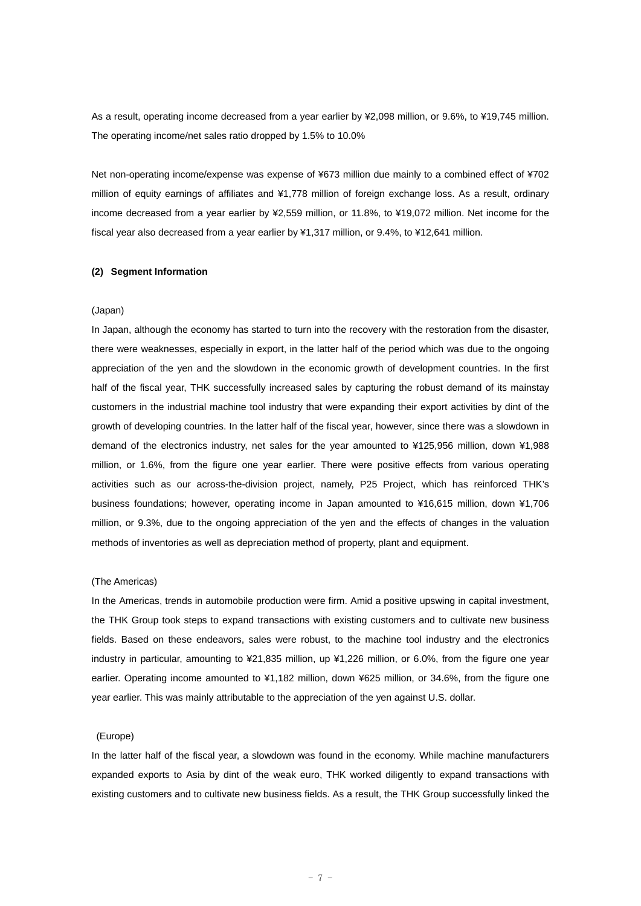As a result, operating income decreased from a year earlier by ¥2,098 million, or 9.6%, to ¥19,745 million. The operating income/net sales ratio dropped by 1.5% to 10.0%

Net non-operating income/expense was expense of ¥673 million due mainly to a combined effect of ¥702 million of equity earnings of affiliates and ¥1,778 million of foreign exchange loss. As a result, ordinary income decreased from a year earlier by ¥2,559 million, or 11.8%, to ¥19,072 million. Net income for the fiscal year also decreased from a year earlier by ¥1,317 million, or 9.4%, to ¥12,641 million.

**(2) Segment Information**

(Japan)

In Japan, although the economy has started to turn into the recovery with the restoration from the disaster, there were weaknesses, especially in export, in the latter half of the period which was due to the ongoing appreciation of the yen and the slowdown in the economic growth of development countries. In the first half of the fiscal year, THK successfully increased sales by capturing the robust demand of its mainstay customers in the industrial machine tool industry that were expanding their export activities by dint of the growth of developing countries. In the latter half of the fiscal year, however, since there was a slowdown in demand of the electronics industry, net sales for the year amounted to ¥125,956 million, down ¥1,988 million, or 1.6%, from the figure one year earlier. There were positive effects from various operating activities such as our across-the-division project, namely, P25 Project, which has reinforced THK's business foundations; however, operating income in Japan amounted to ¥16,615 million, down ¥1,706 million, or 9.3%, due to the ongoing appreciation of the yen and the effects of changes in the valuation methods of inventories as well as depreciation method of property, plant and equipment.

(The Americas)

In the Americas, trends in automobile production were firm. Amid a positive upswing in capital investment, the THK Group took steps to expand transactions with existing customers and to cultivate new business fields. Based on these endeavors, sales were robust, to the machine tool industry and the electronics industry in particular, amounting to ¥21,835 million, up ¥1,226 million, or 6.0%, from the figure one year earlier. Operating income amounted to ¥1,182 million, down ¥625 million, or 34.6%, from the figure one year earlier. This was mainly attributable to the appreciation of the yen against U.S. dollar.

(Europe)

In the latter half of the fiscal year, a slowdown was found in the economy. While machine manufacturers expanded exports to Asia by dint of the weak euro, THK worked diligently to expand transactions with existing customers and to cultivate new business fields. As a result, the THK Group successfully linked the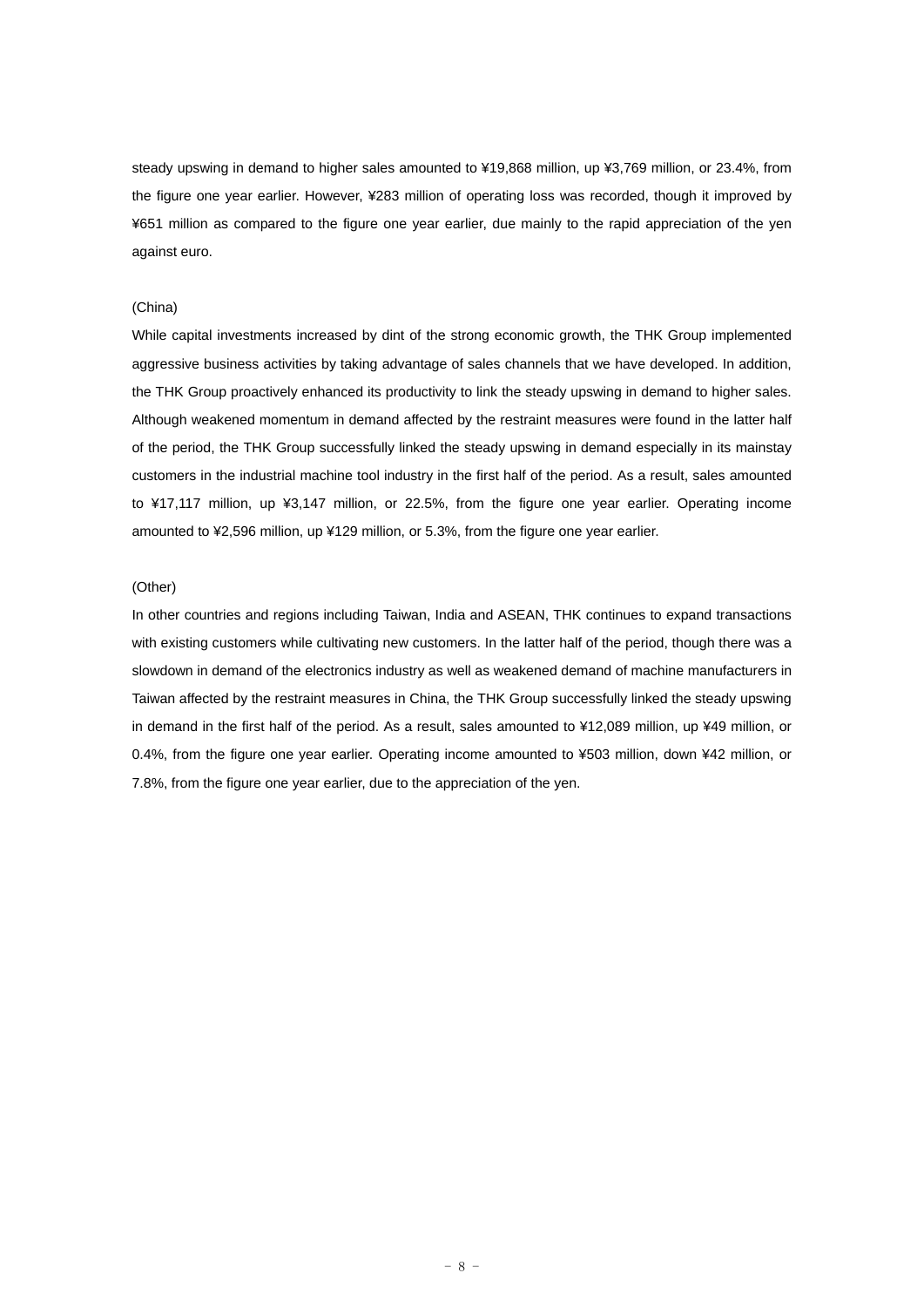steady upswing in demand to higher sales amounted to ¥19,868 million, up ¥3,769 million, or 23.4%, from the figure one year earlier. However, ¥283 million of operating loss was recorded, though it improved by ¥651 million as compared to the figure one year earlier, due mainly to the rapid appreciation of the yen against euro.

(China)

While capital investments increased by dint of the strong economic growth, the THK Group implemented aggressive business activities by taking advantage of sales channels that we have developed. In addition, the THK Group proactively enhanced its productivity to link the steady upswing in demand to higher sales. Although weakened momentum in demand affected by the restraint measures were found in the latter half of the period, the THK Group successfully linked the steady upswing in demand especially in its mainstay customers in the industrial machine tool industry in the first half of the period. As a result, sales amounted to ¥17,117 million, up ¥3,147 million, or 22.5%, from the figure one year earlier. Operating income amounted to ¥2,596 million, up ¥129 million, or 5.3%, from the figure one year earlier.

(Other)

In other countries and regions including Taiwan, India and ASEAN, THK continues to expand transactions with existing customers while cultivating new customers. In the latter half of the period, though there was a slowdown in demand of the electronics industry as well as weakened demand of machine manufacturers in Taiwan affected by the restraint measures in China, the THK Group successfully linked the steady upswing in demand in the first half of the period. As a result, sales amounted to ¥12,089 million, up ¥49 million, or 0.4%, from the figure one year earlier. Operating income amounted to ¥503 million, down ¥42 million, or 7.8%, from the figure one year earlier, due to the appreciation of the yen.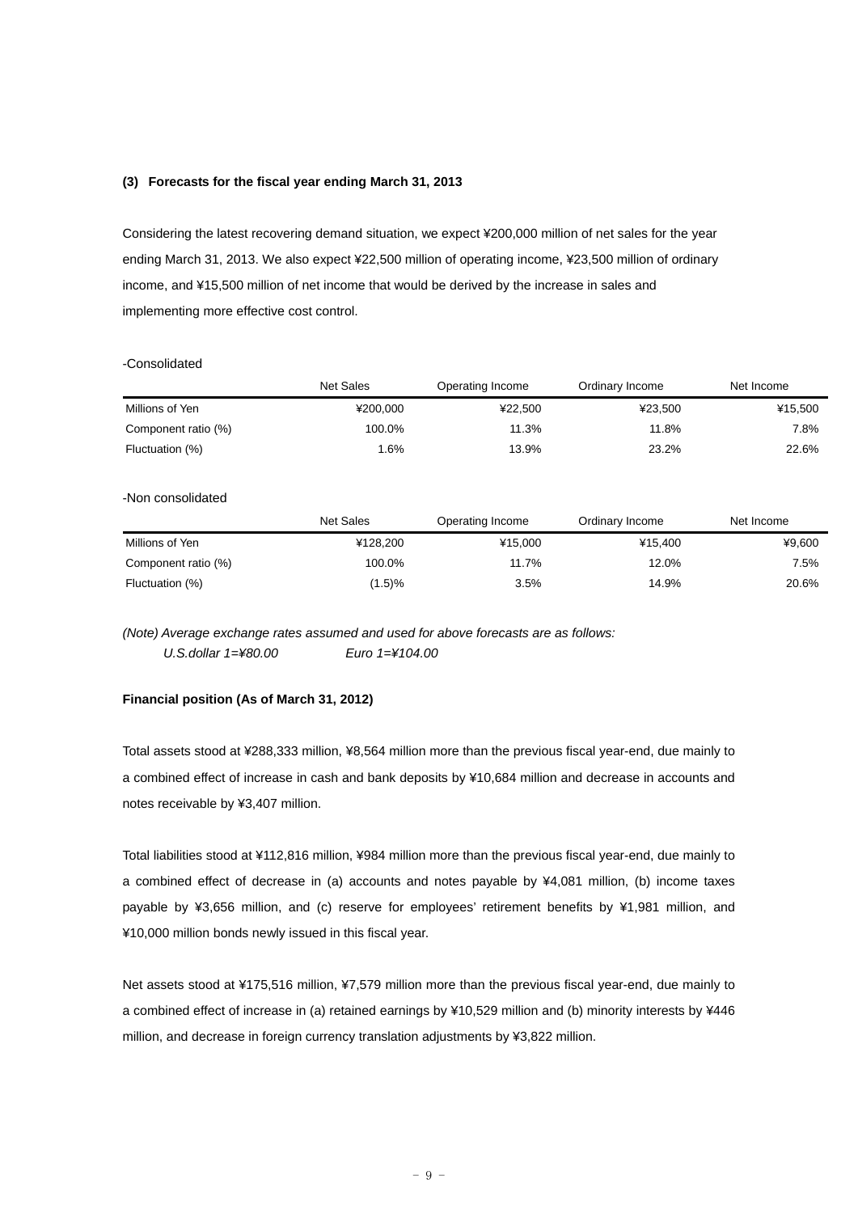### (3) Forecasts for the fiscal year ending March 31, 2013

Considering the latest recovering demand situation, we expect ¥200,000 million of net sales for the year ending March 31, 2013. We also expect ¥22,500 million of operating income, ¥23,500 million of ordinary income, and ¥15,500 million of net income that would be derived by the increase in sales and implementing more effective cost control.

-Consolidated

| | Net Sales | Operating Income | Ordinary Income | Net Income |
|---|---|---|---|---|
| Millions of Yen | ¥200,000 | ¥22,500 | ¥23,500 | ¥15,500 |
| Component ratio (%) | 100.0% | 11.3% | 11.8% | 7.8% |
| Fluctuation (%) | 1.6% | 13.9% | 23.2% | 22.6% |

-Non consolidated

| | Net Sales | Operating Income | Ordinary Income | Net Income |
|---|---|---|---|---|
| Millions of Yen | ¥128,200 | ¥15,000 | ¥15,400 | ¥9,600 |
| Component ratio (%) | 100.0% | 11.7% | 12.0% | 7.5% |
| Fluctuation (%) | (1.5)% | 3.5% | 14.9% | 20.6% |

*(Note) Average exchange rates assumed and used for above forecasts are as follows:*
*U.S.dollar 1=¥80.00 Euro 1=¥104.00*

**Financial position (As of March 31, 2012)**

Total assets stood at ¥288,333 million, ¥8,564 million more than the previous fiscal year-end, due mainly to a combined effect of increase in cash and bank deposits by ¥10,684 million and decrease in accounts and notes receivable by ¥3,407 million.

Total liabilities stood at ¥112,816 million, ¥984 million more than the previous fiscal year-end, due mainly to a combined effect of decrease in (a) accounts and notes payable by ¥4,081 million, (b) income taxes payable by ¥3,656 million, and (c) reserve for employees' retirement benefits by ¥1,981 million, and ¥10,000 million bonds newly issued in this fiscal year.

Net assets stood at ¥175,516 million, ¥7,579 million more than the previous fiscal year-end, due mainly to a combined effect of increase in (a) retained earnings by ¥10,529 million and (b) minority interests by ¥446 million, and decrease in foreign currency translation adjustments by ¥3,822 million.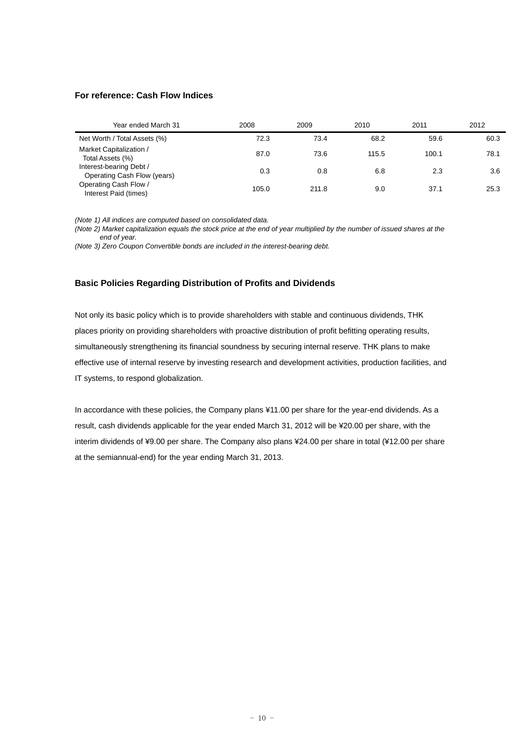### For reference: Cash Flow Indices

| Year ended March 31 | 2008 | 2009 | 2010 | 2011 | 2012 |
|---|---|---|---|---|---|
| Net Worth / Total Assets (%) | 72.3 | 73.4 | 68.2 | 59.6 | 60.3 |
| Market Capitalization / Total Assets (%) | 87.0 | 73.6 | 115.5 | 100.1 | 78.1 |
| Interest-bearing Debt / Operating Cash Flow (years) | 0.3 | 0.8 | 6.8 | 2.3 | 3.6 |
| Operating Cash Flow / Interest Paid (times) | 105.0 | 211.8 | 9.0 | 37.1 | 25.3 |

*(Note 1) All indices are computed based on consolidated data.*

*(Note 2) Market capitalization equals the stock price at the end of year multiplied by the number of issued shares at the end of year.*

*(Note 3) Zero Coupon Convertible bonds are included in the interest-bearing debt.*

### Basic Policies Regarding Distribution of Profits and Dividends

Not only its basic policy which is to provide shareholders with stable and continuous dividends, THK places priority on providing shareholders with proactive distribution of profit befitting operating results, simultaneously strengthening its financial soundness by securing internal reserve. THK plans to make effective use of internal reserve by investing research and development activities, production facilities, and IT systems, to respond globalization.

In accordance with these policies, the Company plans ¥11.00 per share for the year-end dividends. As a result, cash dividends applicable for the year ended March 31, 2012 will be ¥20.00 per share, with the interim dividends of ¥9.00 per share. The Company also plans ¥24.00 per share in total (¥12.00 per share at the semiannual-end) for the year ending March 31, 2013.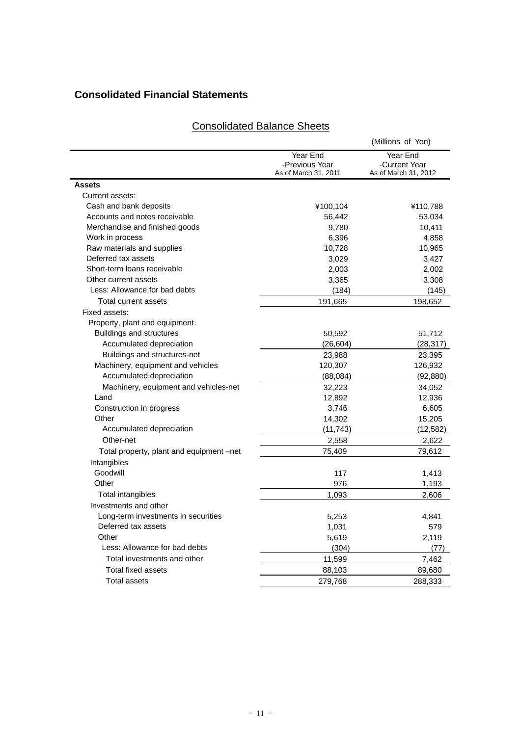## Consolidated Financial Statements

### Consolidated Balance Sheets

(Millions of Yen)

| | Year End -Previous Year As of March 31, 2011 | Year End -Current Year As of March 31, 2012 |
|---|---|---|
| **Assets** | | |
| Current assets: | | |
| Cash and bank deposits | ¥100,104 | ¥110,788 |
| Accounts and notes receivable | 56,442 | 53,034 |
| Merchandise and finished goods | 9,780 | 10,411 |
| Work in process | 6,396 | 4,858 |
| Raw materials and supplies | 10,728 | 10,965 |
| Deferred tax assets | 3,029 | 3,427 |
| Short-term loans receivable | 2,003 | 2,002 |
| Other current assets | 3,365 | 3,308 |
| Less: Allowance for bad debts | (184) | (145) |
| Total current assets | 191,665 | 198,652 |
| Fixed assets: | | |
| Property, plant and equipment: | | |
| Buildings and structures | 50,592 | 51,712 |
| Accumulated depreciation | (26,604) | (28,317) |
| Buildings and structures-net | 23,988 | 23,395 |
| Machinery, equipment and vehicles | 120,307 | 126,932 |
| Accumulated depreciation | (88,084) | (92,880) |
| Machinery, equipment and vehicles-net | 32,223 | 34,052 |
| Land | 12,892 | 12,936 |
| Construction in progress | 3,746 | 6,605 |
| Other | 14,302 | 15,205 |
| Accumulated depreciation | (11,743) | (12,582) |
| Other-net | 2,558 | 2,622 |
| Total property, plant and equipment –net | 75,409 | 79,612 |
| Intangibles | | |
| Goodwill | 117 | 1,413 |
| Other | 976 | 1,193 |
| Total intangibles | 1,093 | 2,606 |
| Investments and other | | |
| Long-term investments in securities | 5,253 | 4,841 |
| Deferred tax assets | 1,031 | 579 |
| Other | 5,619 | 2,119 |
| Less: Allowance for bad debts | (304) | (77) |
| Total investments and other | 11,599 | 7,462 |
| Total fixed assets | 88,103 | 89,680 |
| Total assets | 279,768 | 288,333 |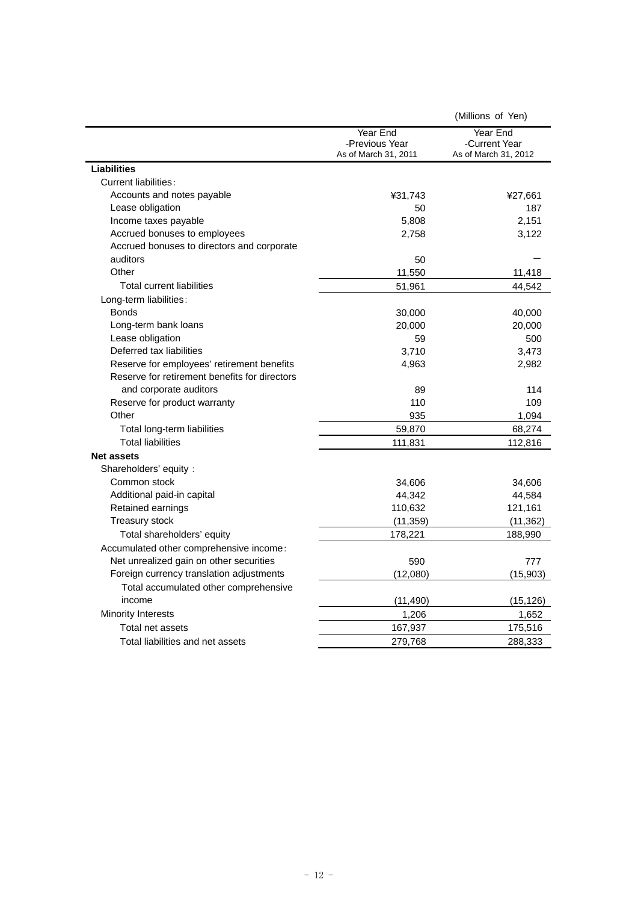(Millions of Yen)

| | Year End -Previous Year As of March 31, 2011 | Year End -Current Year As of March 31, 2012 |
|---|---|---|
| **Liabilities** | | |
| Current liabilities: | | |
| Accounts and notes payable | ¥31,743 | ¥27,661 |
| Lease obligation | 50 | 187 |
| Income taxes payable | 5,808 | 2,151 |
| Accrued bonuses to employees | 2,758 | 3,122 |
| Accrued bonuses to directors and corporate auditors | 50 | ― |
| Other | 11,550 | 11,418 |
| Total current liabilities | 51,961 | 44,542 |
| Long-term liabilities: | | |
| Bonds | 30,000 | 40,000 |
| Long-term bank loans | 20,000 | 20,000 |
| Lease obligation | 59 | 500 |
| Deferred tax liabilities | 3,710 | 3,473 |
| Reserve for employees' retirement benefits | 4,963 | 2,982 |
| Reserve for retirement benefits for directors and corporate auditors | 89 | 114 |
| Reserve for product warranty | 110 | 109 |
| Other | 935 | 1,094 |
| Total long-term liabilities | 59,870 | 68,274 |
| Total liabilities | 111,831 | 112,816 |
| **Net assets** | | |
| Shareholders' equity : | | |
| Common stock | 34,606 | 34,606 |
| Additional paid-in capital | 44,342 | 44,584 |
| Retained earnings | 110,632 | 121,161 |
| Treasury stock | (11,359) | (11,362) |
| Total shareholders' equity | 178,221 | 188,990 |
| Accumulated other comprehensive income: | | |
| Net unrealized gain on other securities | 590 | 777 |
| Foreign currency translation adjustments | (12,080) | (15,903) |
| Total accumulated other comprehensive income | (11,490) | (15,126) |
| Minority Interests | 1,206 | 1,652 |
| Total net assets | 167,937 | 175,516 |
| Total liabilities and net assets | 279,768 | 288,333 |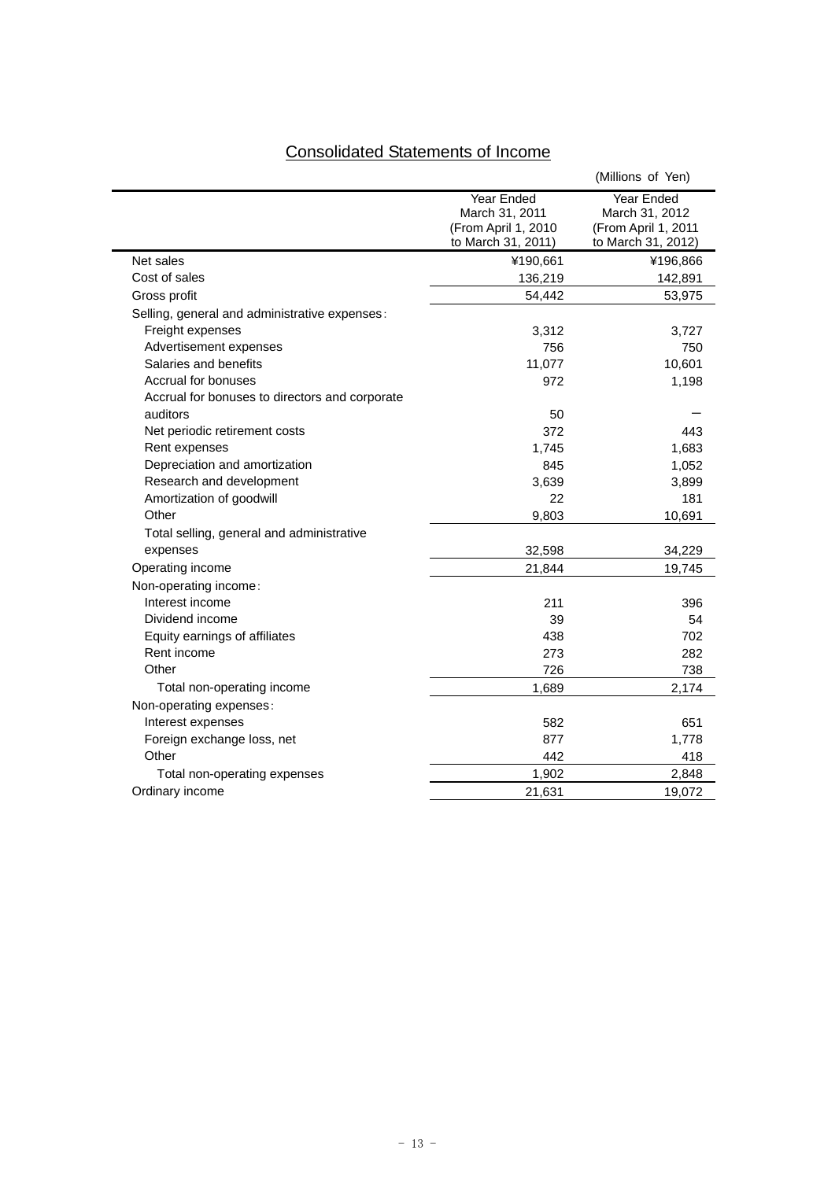## Consolidated Statements of Income

(Millions of Yen)

| | Year Ended March 31, 2011 (From April 1, 2010 to March 31, 2011) | Year Ended March 31, 2012 (From April 1, 2011 to March 31, 2012) |
|---|---|---|
| Net sales | ¥190,661 | ¥196,866 |
| Cost of sales | 136,219 | 142,891 |
| Gross profit | 54,442 | 53,975 |
| Selling, general and administrative expenses: | | |
| Freight expenses | 3,312 | 3,727 |
| Advertisement expenses | 756 | 750 |
| Salaries and benefits | 11,077 | 10,601 |
| Accrual for bonuses | 972 | 1,198 |
| Accrual for bonuses to directors and corporate auditors | 50 | － |
| Net periodic retirement costs | 372 | 443 |
| Rent expenses | 1,745 | 1,683 |
| Depreciation and amortization | 845 | 1,052 |
| Research and development | 3,639 | 3,899 |
| Amortization of goodwill | 22 | 181 |
| Other | 9,803 | 10,691 |
| Total selling, general and administrative expenses | 32,598 | 34,229 |
| Operating income | 21,844 | 19,745 |
| Non-operating income: | | |
| Interest income | 211 | 396 |
| Dividend income | 39 | 54 |
| Equity earnings of affiliates | 438 | 702 |
| Rent income | 273 | 282 |
| Other | 726 | 738 |
| Total non-operating income | 1,689 | 2,174 |
| Non-operating expenses: | | |
| Interest expenses | 582 | 651 |
| Foreign exchange loss, net | 877 | 1,778 |
| Other | 442 | 418 |
| Total non-operating expenses | 1,902 | 2,848 |
| Ordinary income | 21,631 | 19,072 |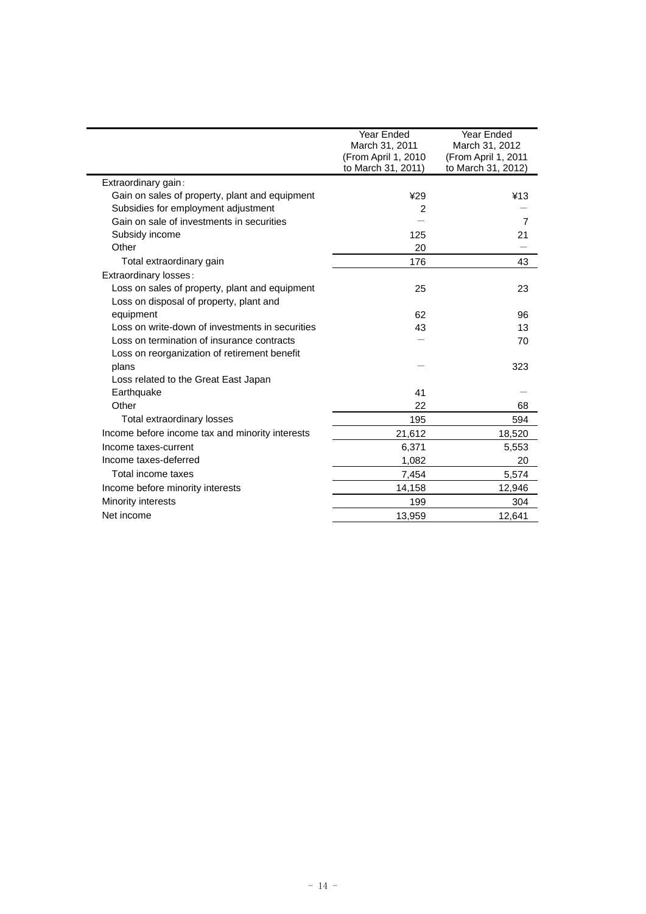| | Year Ended March 31, 2011 (From April 1, 2010 to March 31, 2011) | Year Ended March 31, 2012 (From April 1, 2011 to March 31, 2012) |
|---|---|---|
| Extraordinary gain： | | |
| Gain on sales of property, plant and equipment | ¥29 | ¥13 |
| Subsidies for employment adjustment | 2 | ― |
| Gain on sale of investments in securities | ― | 7 |
| Subsidy income | 125 | 21 |
| Other | 20 | ― |
| Total extraordinary gain | 176 | 43 |
| Extraordinary losses： | | |
| Loss on sales of property, plant and equipment | 25 | 23 |
| Loss on disposal of property, plant and equipment | 62 | 96 |
| Loss on write-down of investments in securities | 43 | 13 |
| Loss on termination of insurance contracts | ― | 70 |
| Loss on reorganization of retirement benefit plans | ― | 323 |
| Loss related to the Great East Japan Earthquake | 41 | ― |
| Other | 22 | 68 |
| Total extraordinary losses | 195 | 594 |
| Income before income tax and minority interests | 21,612 | 18,520 |
| Income taxes-current | 6,371 | 5,553 |
| Income taxes-deferred | 1,082 | 20 |
| Total income taxes | 7,454 | 5,574 |
| Income before minority interests | 14,158 | 12,946 |
| Minority interests | 199 | 304 |
| Net income | 13,959 | 12,641 |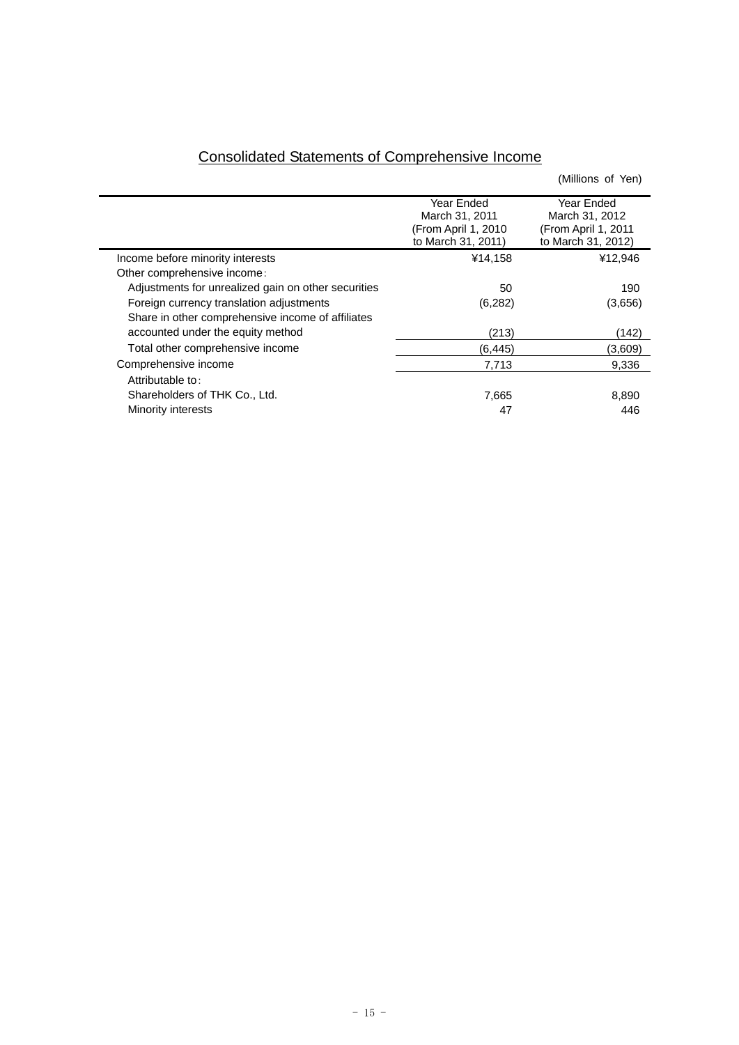## Consolidated Statements of Comprehensive Income

(Millions of Yen)

| | Year Ended March 31, 2011 (From April 1, 2010 to March 31, 2011) | Year Ended March 31, 2012 (From April 1, 2011 to March 31, 2012) |
|---|---|---|
| Income before minority interests | ¥14,158 | ¥12,946 |
| Other comprehensive income: | | |
| Adjustments for unrealized gain on other securities | 50 | 190 |
| Foreign currency translation adjustments | (6,282) | (3,656) |
| Share in other comprehensive income of affiliates accounted under the equity method | (213) | (142) |
| Total other comprehensive income | (6,445) | (3,609) |
| Comprehensive income | 7,713 | 9,336 |
| Attributable to: | | |
| Shareholders of THK Co., Ltd. | 7,665 | 8,890 |
| Minority interests | 47 | 446 |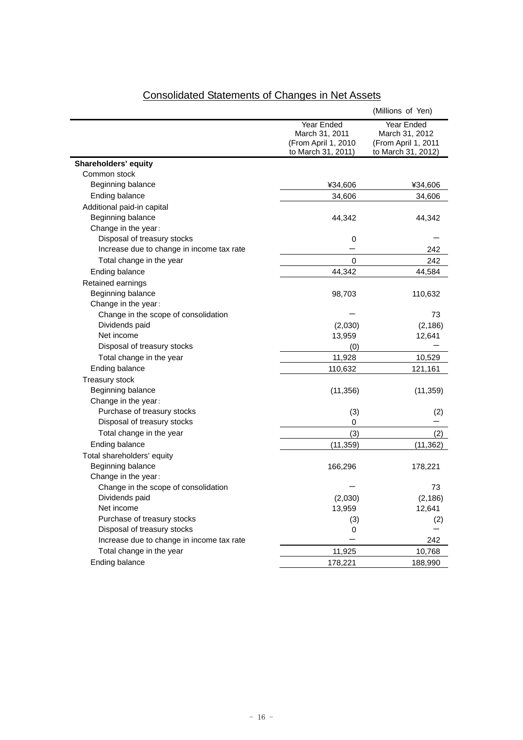## Consolidated Statements of Changes in Net Assets

(Millions of Yen)

| | Year Ended March 31, 2011 (From April 1, 2010 to March 31, 2011) | Year Ended March 31, 2012 (From April 1, 2011 to March 31, 2012) |
|---|---|---|
| **Shareholders' equity** | | |
| Common stock | | |
| Beginning balance | ¥34,606 | ¥34,606 |
| Ending balance | 34,606 | 34,606 |
| Additional paid-in capital | | |
| Beginning balance | 44,342 | 44,342 |
| Change in the year: | | |
| Disposal of treasury stocks | 0 | − |
| Increase due to change in income tax rate | − | 242 |
| Total change in the year | 0 | 242 |
| Ending balance | 44,342 | 44,584 |
| Retained earnings | | |
| Beginning balance | 98,703 | 110,632 |
| Change in the year: | | |
| Change in the scope of consolidation | − | 73 |
| Dividends paid | (2,030) | (2,186) |
| Net income | 13,959 | 12,641 |
| Disposal of treasury stocks | (0) | − |
| Total change in the year | 11,928 | 10,529 |
| Ending balance | 110,632 | 121,161 |
| Treasury stock | | |
| Beginning balance | (11,356) | (11,359) |
| Change in the year: | | |
| Purchase of treasury stocks | (3) | (2) |
| Disposal of treasury stocks | 0 | − |
| Total change in the year | (3) | (2) |
| Ending balance | (11,359) | (11,362) |
| Total shareholders' equity | | |
| Beginning balance | 166,296 | 178,221 |
| Change in the year: | | |
| Change in the scope of consolidation | − | 73 |
| Dividends paid | (2,030) | (2,186) |
| Net income | 13,959 | 12,641 |
| Purchase of treasury stocks | (3) | (2) |
| Disposal of treasury stocks | 0 | − |
| Increase due to change in income tax rate | − | 242 |
| Total change in the year | 11,925 | 10,768 |
| Ending balance | 178,221 | 188,990 |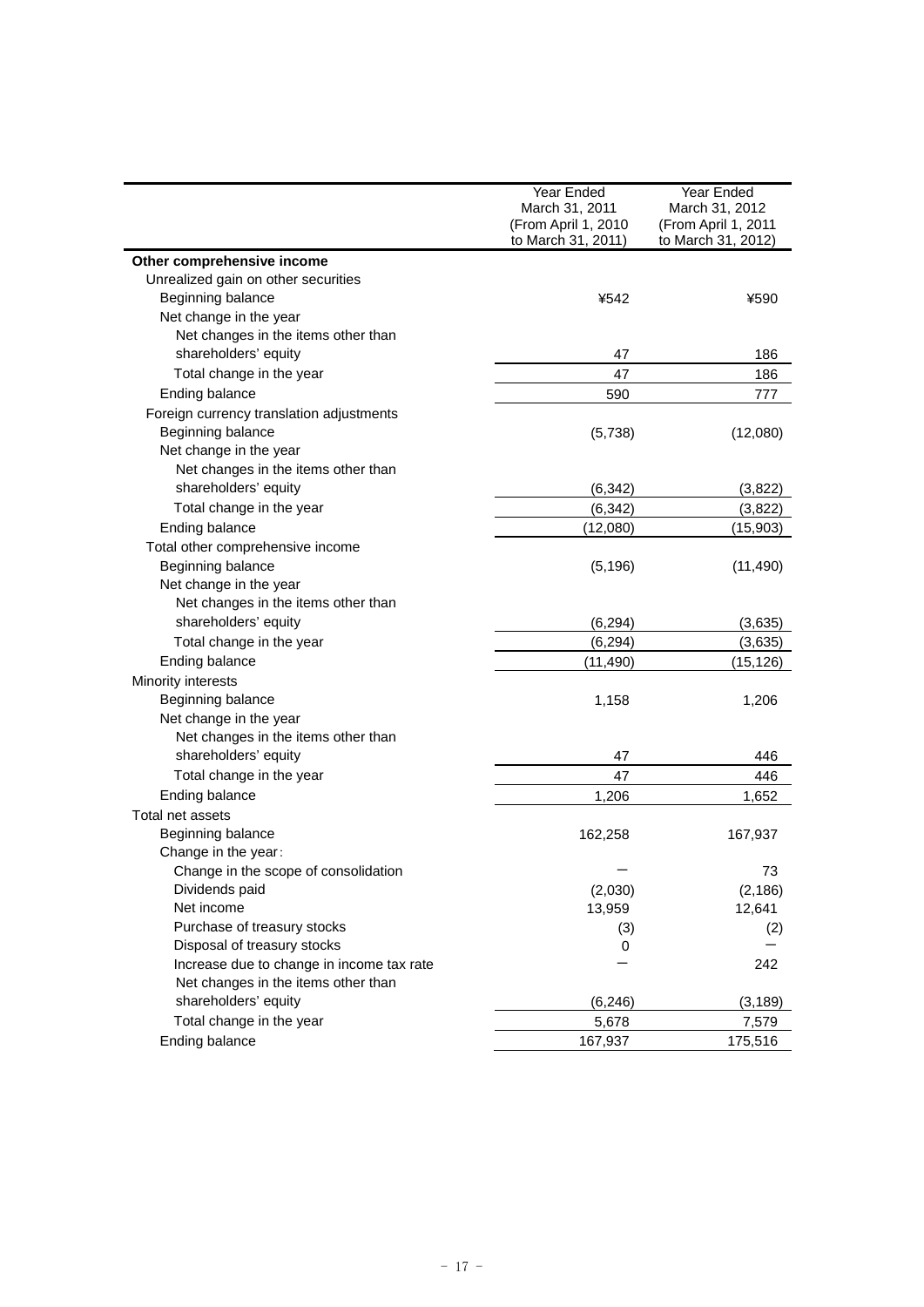| | Year Ended March 31, 2011 (From April 1, 2010 to March 31, 2011) | Year Ended March 31, 2012 (From April 1, 2011 to March 31, 2012) |
|---|---|---|
| **Other comprehensive income** | | |
| Unrealized gain on other securities | | |
| Beginning balance | ¥542 | ¥590 |
| Net change in the year | | |
| Net changes in the items other than shareholders' equity | 47 | 186 |
| Total change in the year | 47 | 186 |
| Ending balance | 590 | 777 |
| Foreign currency translation adjustments | | |
| Beginning balance | (5,738) | (12,080) |
| Net change in the year | | |
| Net changes in the items other than shareholders' equity | (6,342) | (3,822) |
| Total change in the year | (6,342) | (3,822) |
| Ending balance | (12,080) | (15,903) |
| Total other comprehensive income | | |
| Beginning balance | (5,196) | (11,490) |
| Net change in the year | | |
| Net changes in the items other than shareholders' equity | (6,294) | (3,635) |
| Total change in the year | (6,294) | (3,635) |
| Ending balance | (11,490) | (15,126) |
| Minority interests | | |
| Beginning balance | 1,158 | 1,206 |
| Net change in the year | | |
| Net changes in the items other than shareholders' equity | 47 | 446 |
| Total change in the year | 47 | 446 |
| Ending balance | 1,206 | 1,652 |
| Total net assets | | |
| Beginning balance | 162,258 | 167,937 |
| Change in the year: | | |
| Change in the scope of consolidation | ― | 73 |
| Dividends paid | (2,030) | (2,186) |
| Net income | 13,959 | 12,641 |
| Purchase of treasury stocks | (3) | (2) |
| Disposal of treasury stocks | 0 | ― |
| Increase due to change in income tax rate | ― | 242 |
| Net changes in the items other than shareholders' equity | (6,246) | (3,189) |
| Total change in the year | 5,678 | 7,579 |
| Ending balance | 167,937 | 175,516 |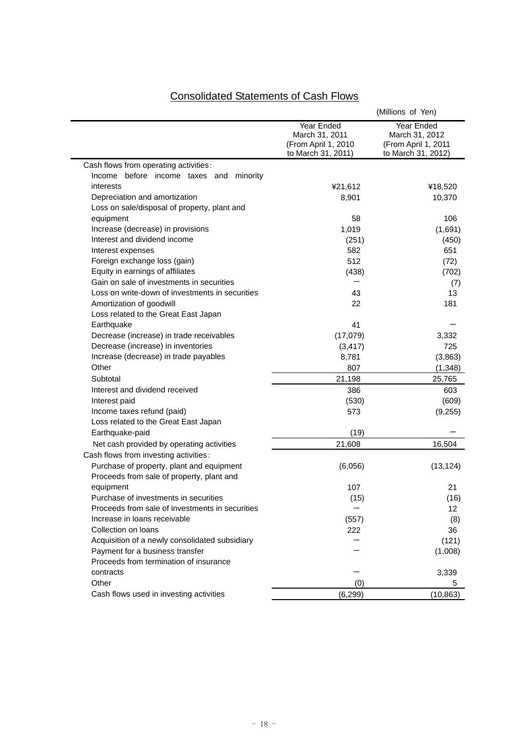# Consolidated Statements of Cash Flows

(Millions of Yen)

| | Year Ended March 31, 2011 (From April 1, 2010 to March 31, 2011) | Year Ended March 31, 2012 (From April 1, 2011 to March 31, 2012) |
|---|---|---|
| Cash flows from operating activities: | | |
| Income before income taxes and minority interests | ¥21,612 | ¥18,520 |
| Depreciation and amortization | 8,901 | 10,370 |
| Loss on sale/disposal of property, plant and equipment | 58 | 106 |
| Increase (decrease) in provisions | 1,019 | (1,691) |
| Interest and dividend income | (251) | (450) |
| Interest expenses | 582 | 651 |
| Foreign exchange loss (gain) | 512 | (72) |
| Equity in earnings of affiliates | (438) | (702) |
| Gain on sale of investments in securities | ― | (7) |
| Loss on write-down of investments in securities | 43 | 13 |
| Amortization of goodwill | 22 | 181 |
| Loss related to the Great East Japan Earthquake | 41 | ― |
| Decrease (increase) in trade receivables | (17,079) | 3,332 |
| Decrease (increase) in inventories | (3,417) | 725 |
| Increase (decrease) in trade payables | 8,781 | (3,863) |
| Other | 807 | (1,348) |
| Subtotal | 21,198 | 25,765 |
| Interest and dividend received | 386 | 603 |
| Interest paid | (530) | (609) |
| Income taxes refund (paid) | 573 | (9,255) |
| Loss related to the Great East Japan Earthquake-paid | (19) | ― |
| Net cash provided by operating activities | 21,608 | 16,504 |
| Cash flows from investing activities: | | |
| Purchase of property, plant and equipment | (6,056) | (13,124) |
| Proceeds from sale of property, plant and equipment | 107 | 21 |
| Purchase of investments in securities | (15) | (16) |
| Proceeds from sale of investments in securities | ― | 12 |
| Increase in loans receivable | (557) | (8) |
| Collection on loans | 222 | 36 |
| Acquisition of a newly consolidated subsidiary | ― | (121) |
| Payment for a business transfer | ― | (1,008) |
| Proceeds from termination of insurance contracts | ― | 3,339 |
| Other | (0) | 5 |
| Cash flows used in investing activities | (6,299) | (10,863) |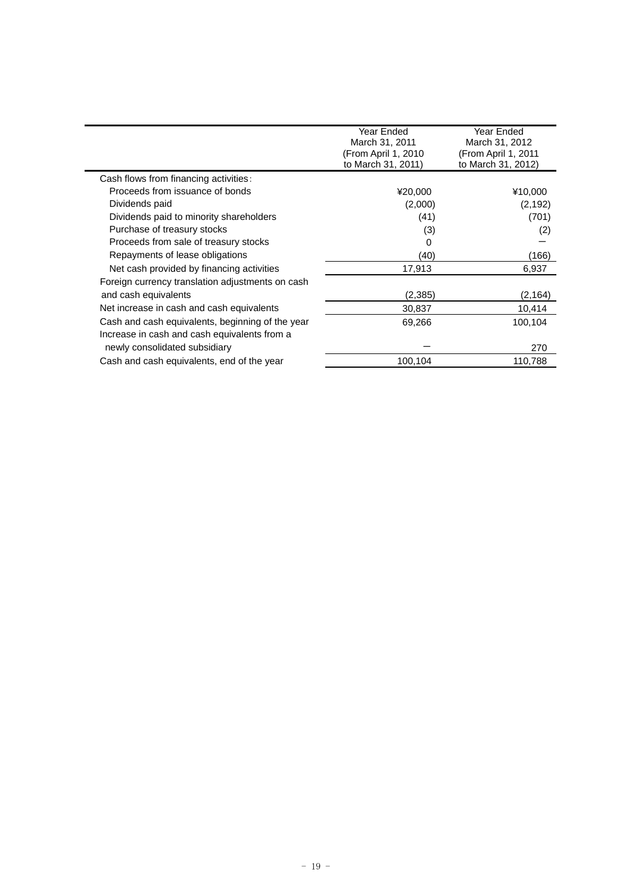| | Year Ended March 31, 2011 (From April 1, 2010 to March 31, 2011) | Year Ended March 31, 2012 (From April 1, 2011 to March 31, 2012) |
|---|---|---|
| Cash flows from financing activities： | | |
| Proceeds from issuance of bonds | ¥20,000 | ¥10,000 |
| Dividends paid | (2,000) | (2,192) |
| Dividends paid to minority shareholders | (41) | (701) |
| Purchase of treasury stocks | (3) | (2) |
| Proceeds from sale of treasury stocks | 0 | ― |
| Repayments of lease obligations | (40) | (166) |
| Net cash provided by financing activities | 17,913 | 6,937 |
| Foreign currency translation adjustments on cash and cash equivalents | (2,385) | (2,164) |
| Net increase in cash and cash equivalents | 30,837 | 10,414 |
| Cash and cash equivalents, beginning of the year | 69,266 | 100,104 |
| Increase in cash and cash equivalents from a newly consolidated subsidiary | ― | 270 |
| Cash and cash equivalents, end of the year | 100,104 | 110,788 |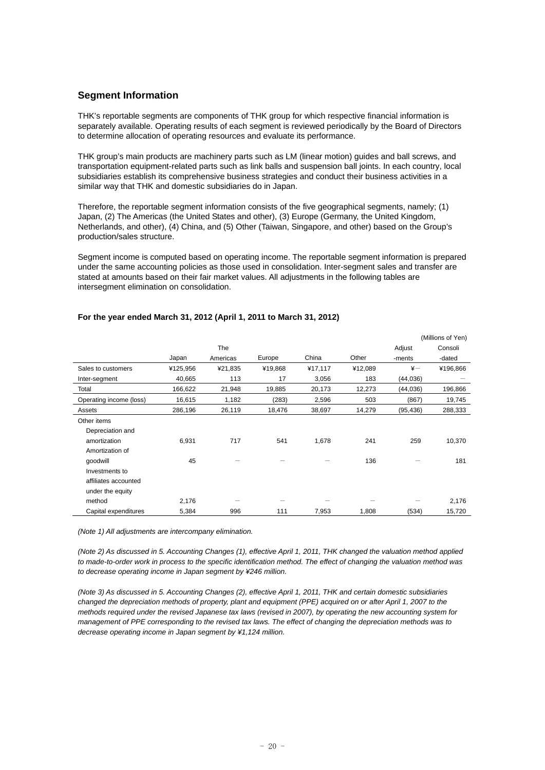## Segment Information

THK's reportable segments are components of THK group for which respective financial information is separately available. Operating results of each segment is reviewed periodically by the Board of Directors to determine allocation of operating resources and evaluate its performance.

THK group's main products are machinery parts such as LM (linear motion) guides and ball screws, and transportation equipment-related parts such as link balls and suspension ball joints. In each country, local subsidiaries establish its comprehensive business strategies and conduct their business activities in a similar way that THK and domestic subsidiaries do in Japan.

Therefore, the reportable segment information consists of the five geographical segments, namely; (1) Japan, (2) The Americas (the United States and other), (3) Europe (Germany, the United Kingdom, Netherlands, and other), (4) China, and (5) Other (Taiwan, Singapore, and other) based on the Group's production/sales structure.

Segment income is computed based on operating income. The reportable segment information is prepared under the same accounting policies as those used in consolidation. Inter-segment sales and transfer are stated at amounts based on their fair market values. All adjustments in the following tables are intersegment elimination on consolidation.

**For the year ended March 31, 2012 (April 1, 2011 to March 31, 2012)**

(Millions of Yen)

| | Japan | The Americas | Europe | China | Other | Adjustments | Consolidated |
|---|---|---|---|---|---|---|---|
| Sales to customers | ¥125,956 | ¥21,835 | ¥19,868 | ¥17,117 | ¥12,089 | ¥－ | ¥196,866 |
| Inter-segment | 40,665 | 113 | 17 | 3,056 | 183 | (44,036) | － |
| Total | 166,622 | 21,948 | 19,885 | 20,173 | 12,273 | (44,036) | 196,866 |
| Operating income (loss) | 16,615 | 1,182 | (283) | 2,596 | 503 | (867) | 19,745 |
| Assets | 286,196 | 26,119 | 18,476 | 38,697 | 14,279 | (95,436) | 288,333 |
| Other items | | | | | | | |
| Depreciation and amortization | 6,931 | 717 | 541 | 1,678 | 241 | 259 | 10,370 |
| Amortization of goodwill | 45 | － | － | － | 136 | － | 181 |
| Investments to affiliates accounted under the equity method | 2,176 | － | － | － | － | － | 2,176 |
| Capital expenditures | 5,384 | 996 | 111 | 7,953 | 1,808 | (534) | 15,720 |

*(Note 1) All adjustments are intercompany elimination.*

*(Note 2) As discussed in 5. Accounting Changes (1), effective April 1, 2011, THK changed the valuation method applied to made-to-order work in process to the specific identification method. The effect of changing the valuation method was to decrease operating income in Japan segment by ¥246 million.*

*(Note 3) As discussed in 5. Accounting Changes (2), effective April 1, 2011, THK and certain domestic subsidiaries changed the depreciation methods of property, plant and equipment (PPE) acquired on or after April 1, 2007 to the methods required under the revised Japanese tax laws (revised in 2007), by operating the new accounting system for management of PPE corresponding to the revised tax laws. The effect of changing the depreciation methods was to decrease operating income in Japan segment by ¥1,124 million.*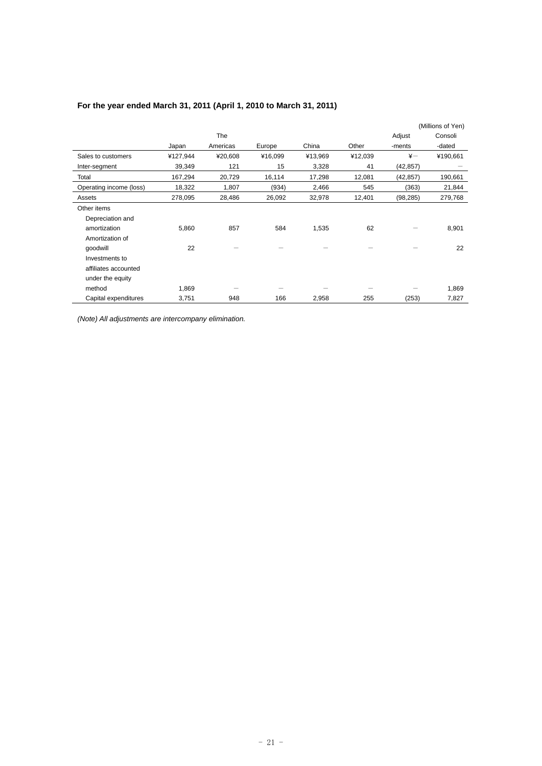**For the year ended March 31, 2011 (April 1, 2010 to March 31, 2011)**

(Millions of Yen)

| | Japan | The Americas | Europe | China | Other | Adjust -ments | Consoli -dated |
|---|---|---|---|---|---|---|---|
| Sales to customers | ¥127,944 | ¥20,608 | ¥16,099 | ¥13,969 | ¥12,039 | ¥― | ¥190,661 |
| Inter-segment | 39,349 | 121 | 15 | 3,328 | 41 | (42,857) | ― |
| Total | 167,294 | 20,729 | 16,114 | 17,298 | 12,081 | (42,857) | 190,661 |
| Operating income (loss) | 18,322 | 1,807 | (934) | 2,466 | 545 | (363) | 21,844 |
| Assets | 278,095 | 28,486 | 26,092 | 32,978 | 12,401 | (98,285) | 279,768 |
| Other items | | | | | | | |
| Depreciation and amortization | 5,860 | 857 | 584 | 1,535 | 62 | ― | 8,901 |
| Amortization of goodwill | 22 | ― | ― | ― | ― | ― | 22 |
| Investments to affiliates accounted under the equity method | 1,869 | ― | ― | ― | ― | ― | 1,869 |
| Capital expenditures | 3,751 | 948 | 166 | 2,958 | 255 | (253) | 7,827 |

*(Note) All adjustments are intercompany elimination.*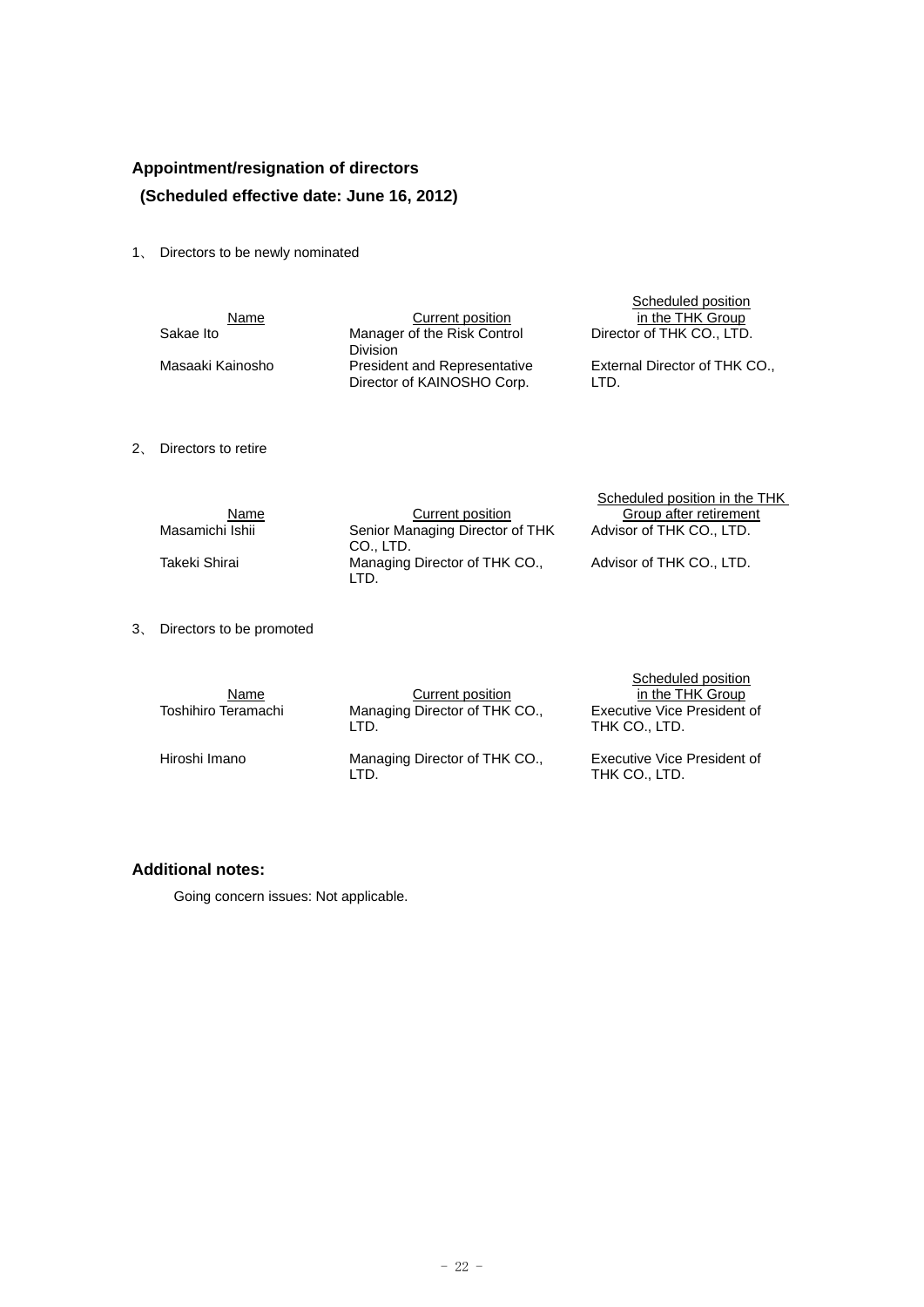## Appointment/resignation of directors

## (Scheduled effective date: June 16, 2012)

1、 Directors to be newly nominated

| Name | Current position | Scheduled position in the THK Group |
|---|---|---|
| Sakae Ito | Manager of the Risk Control Division | Director of THK CO., LTD. |
| Masaaki Kainosho | President and Representative Director of KAINOSHO Corp. | External Director of THK CO., LTD. |

2、 Directors to retire

| Name | Current position | Scheduled position in the THK Group after retirement |
|---|---|---|
| Masamichi Ishii | Senior Managing Director of THK CO., LTD. | Advisor of THK CO., LTD. |
| Takeki Shirai | Managing Director of THK CO., LTD. | Advisor of THK CO., LTD. |

3、 Directors to be promoted

| Name | Current position | Scheduled position in the THK Group |
|---|---|---|
| Toshihiro Teramachi | Managing Director of THK CO., LTD. | Executive Vice President of THK CO., LTD. |
| Hiroshi Imano | Managing Director of THK CO., LTD. | Executive Vice President of THK CO., LTD. |

## Additional notes:

Going concern issues: Not applicable.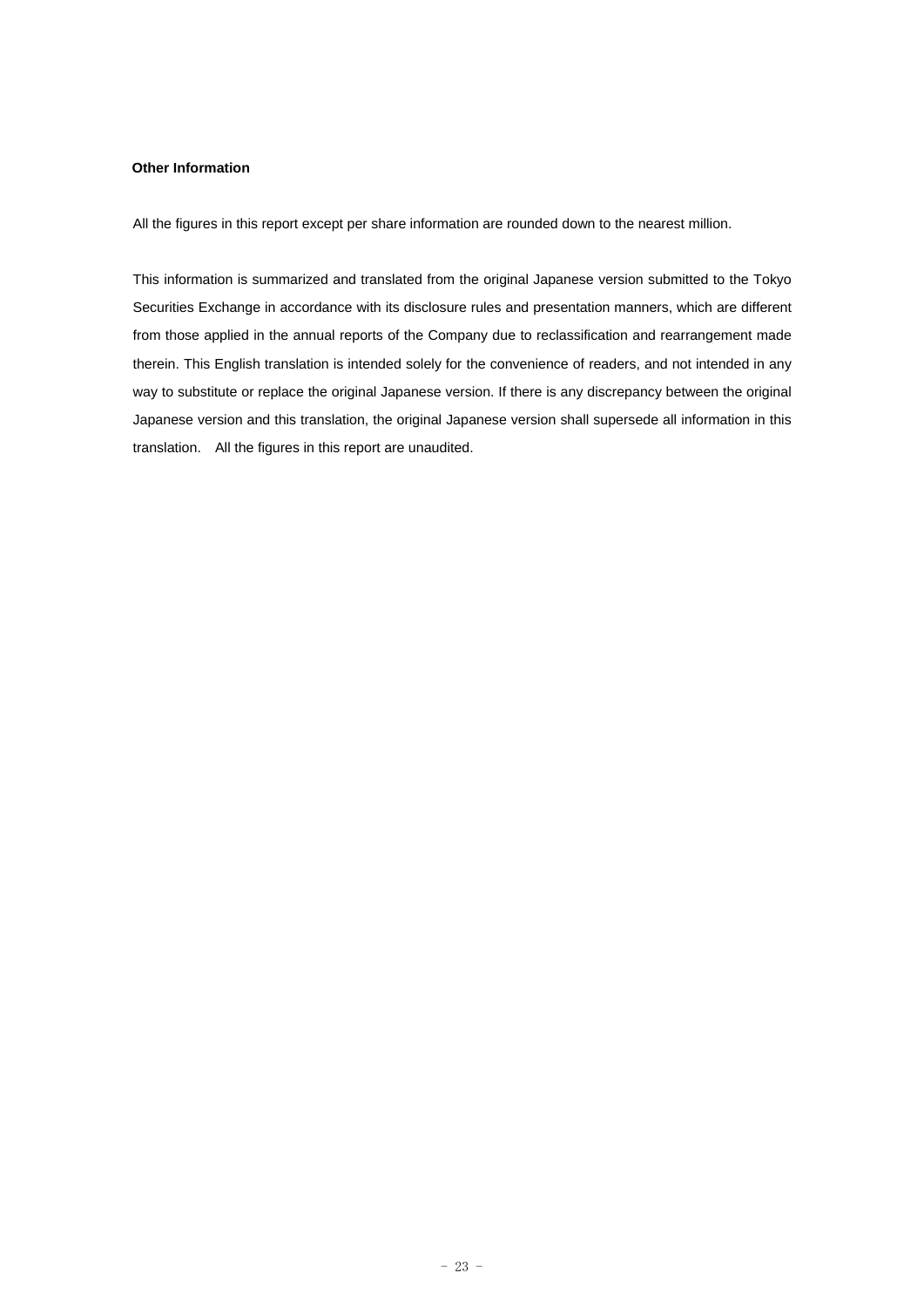**Other Information**

All the figures in this report except per share information are rounded down to the nearest million.

This information is summarized and translated from the original Japanese version submitted to the Tokyo Securities Exchange in accordance with its disclosure rules and presentation manners, which are different from those applied in the annual reports of the Company due to reclassification and rearrangement made therein. This English translation is intended solely for the convenience of readers, and not intended in any way to substitute or replace the original Japanese version. If there is any discrepancy between the original Japanese version and this translation, the original Japanese version shall supersede all information in this translation. All the figures in this report are unaudited.